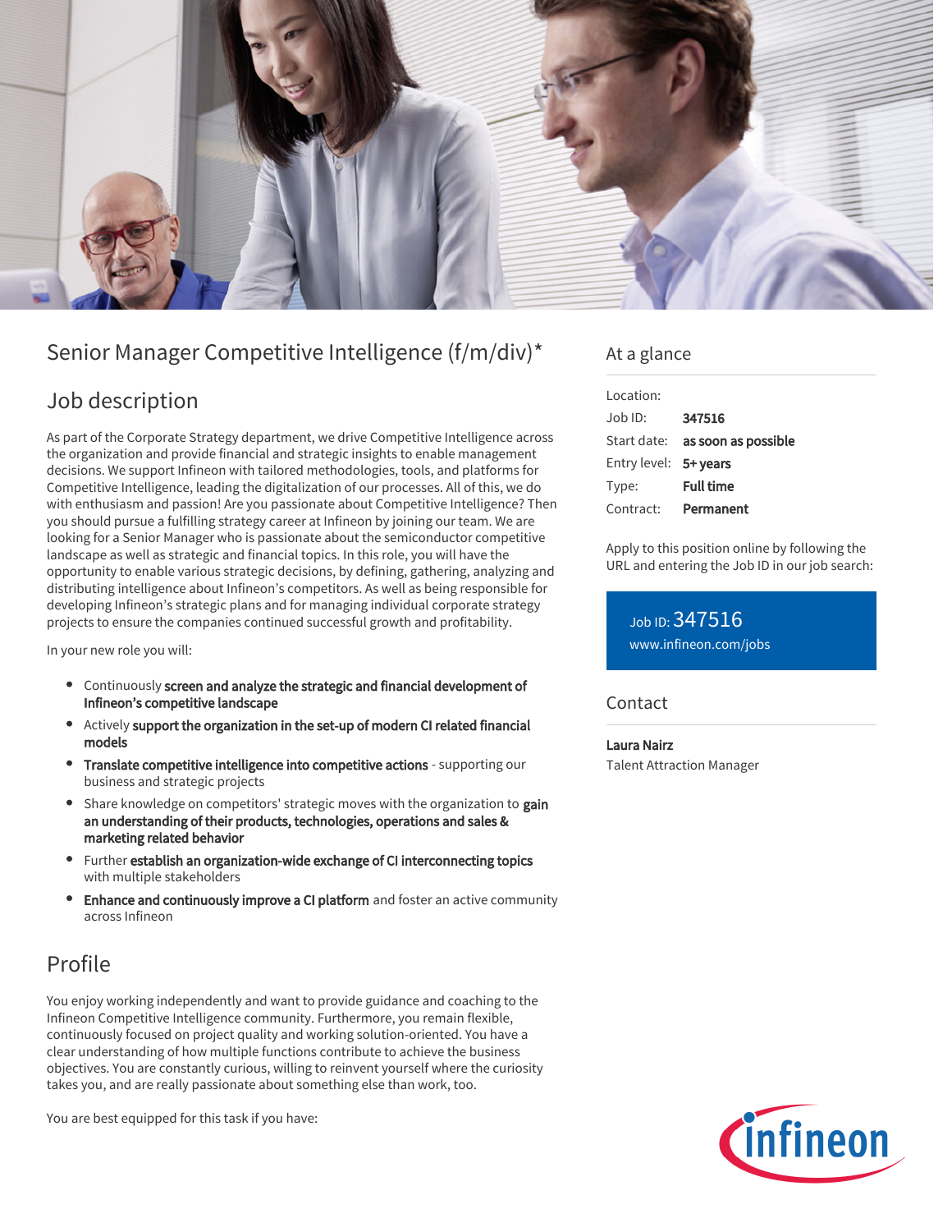# Senior Manager Competitive Intelligence (f/m/div)*

## Job description

As part of the Corporate Strategy department, we drive Competitive Intelligence across the organization and provide financial and strategic insights to enable management decisions. We support Infineon with tailored methodologies, tools, and platforms for Competitive Intelligence, leading the digitalization of our processes. All of this, we do with enthusiasm and passion! Are you passionate about Competitive Intelligence? Then you should pursue a fulfilling strategy career at Infineon by joining our team. We are looking for a Senior Manager who is passionate about the semiconductor competitive landscape as well as strategic and financial topics. In this role, you will have the opportunity to enable various strategic decisions, by defining, gathering, analyzing and distributing intelligence about Infineon's competitors. As well as being responsible for developing Infineon's strategic plans and for managing individual corporate strategy projects to ensure the companies continued successful growth and profitability.

In your new role you will:

- Continuously **screen and analyze the strategic and financial development of Infineon's competitive landscape**
- Actively **support the organization in the set-up of modern CI related financial models**
- **Translate competitive intelligence into competitive actions** - supporting our business and strategic projects
- Share knowledge on competitors' strategic moves with the organization to **gain an understanding of their products, technologies, operations and sales & marketing related behavior**
- Further **establish an organization-wide exchange of CI interconnecting topics** with multiple stakeholders
- **Enhance and continuously improve a CI platform** and foster an active community across Infineon

## Profile

You enjoy working independently and want to provide guidance and coaching to the Infineon Competitive Intelligence community. Furthermore, you remain flexible, continuously focused on project quality and working solution-oriented. You have a clear understanding of how multiple functions contribute to achieve the business objectives. You are constantly curious, willing to reinvent yourself where the curiosity takes you, and are really passionate about something else than work, too.

You are best equipped for this task if you have:

## At a glance

| | |
|---|---|
| Location: | |
| Job ID: | **347516** |
| Start date: | **as soon as possible** |
| Entry level: | **5+ years** |
| Type: | **Full time** |
| Contract: | **Permanent** |

Apply to this position online by following the URL and entering the Job ID in our job search:

Job ID: 347516
www.infineon.com/jobs

## Contact

**Laura Nairz**
Talent Attraction Manager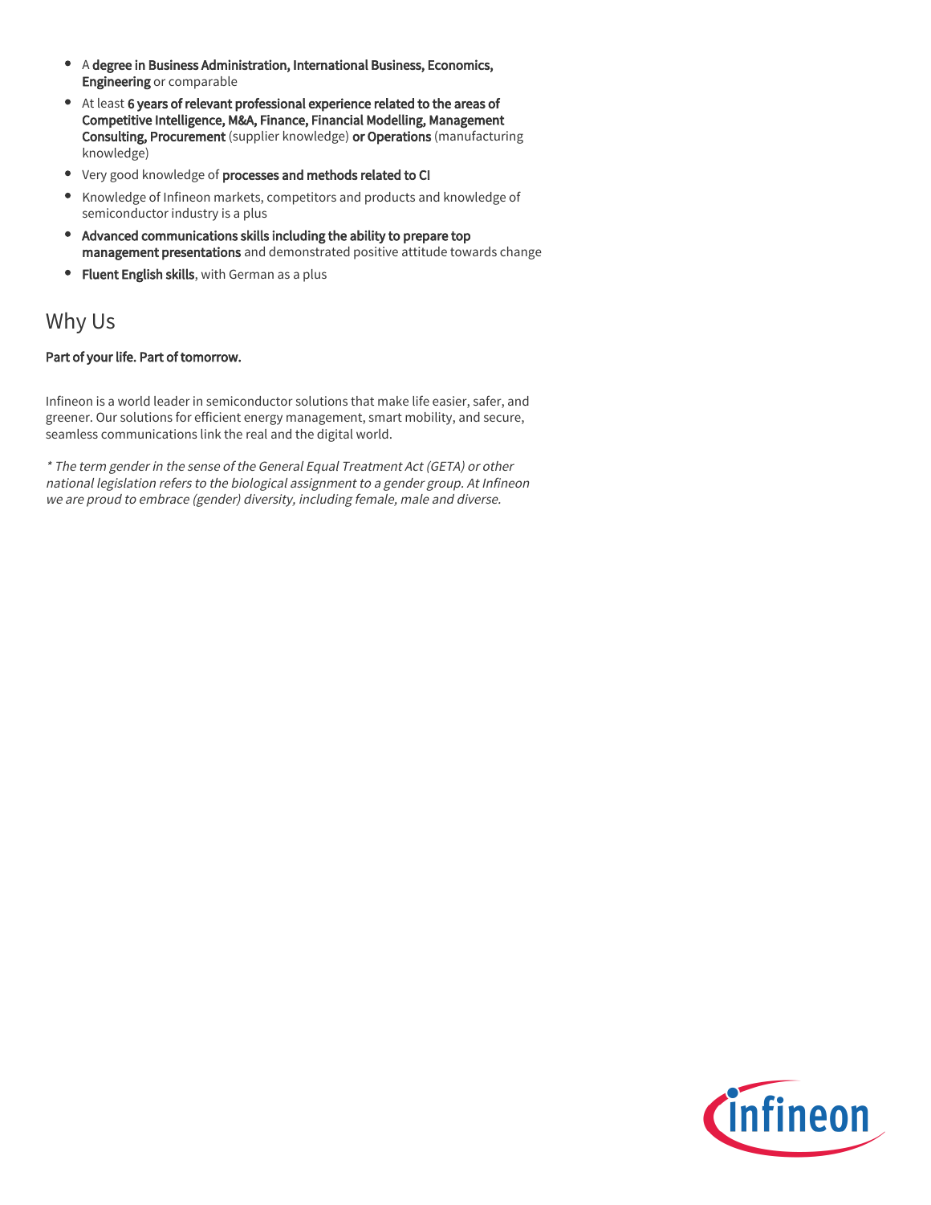- A **degree in Business Administration, International Business, Economics, Engineering** or comparable
- At least **6 years of relevant professional experience related to the areas of Competitive Intelligence, M&A, Finance, Financial Modelling, Management Consulting, Procurement** (supplier knowledge) **or Operations** (manufacturing knowledge)
- Very good knowledge of **processes and methods related to CI**
- Knowledge of Infineon markets, competitors and products and knowledge of semiconductor industry is a plus
- **Advanced communications skills including the ability to prepare top management presentations** and demonstrated positive attitude towards change
- **Fluent English skills**, with German as a plus

## Why Us

**Part of your life. Part of tomorrow.**

Infineon is a world leader in semiconductor solutions that make life easier, safer, and greener. Our solutions for efficient energy management, smart mobility, and secure, seamless communications link the real and the digital world.

*\* The term gender in the sense of the General Equal Treatment Act (GETA) or other national legislation refers to the biological assignment to a gender group. At Infineon we are proud to embrace (gender) diversity, including female, male and diverse.*